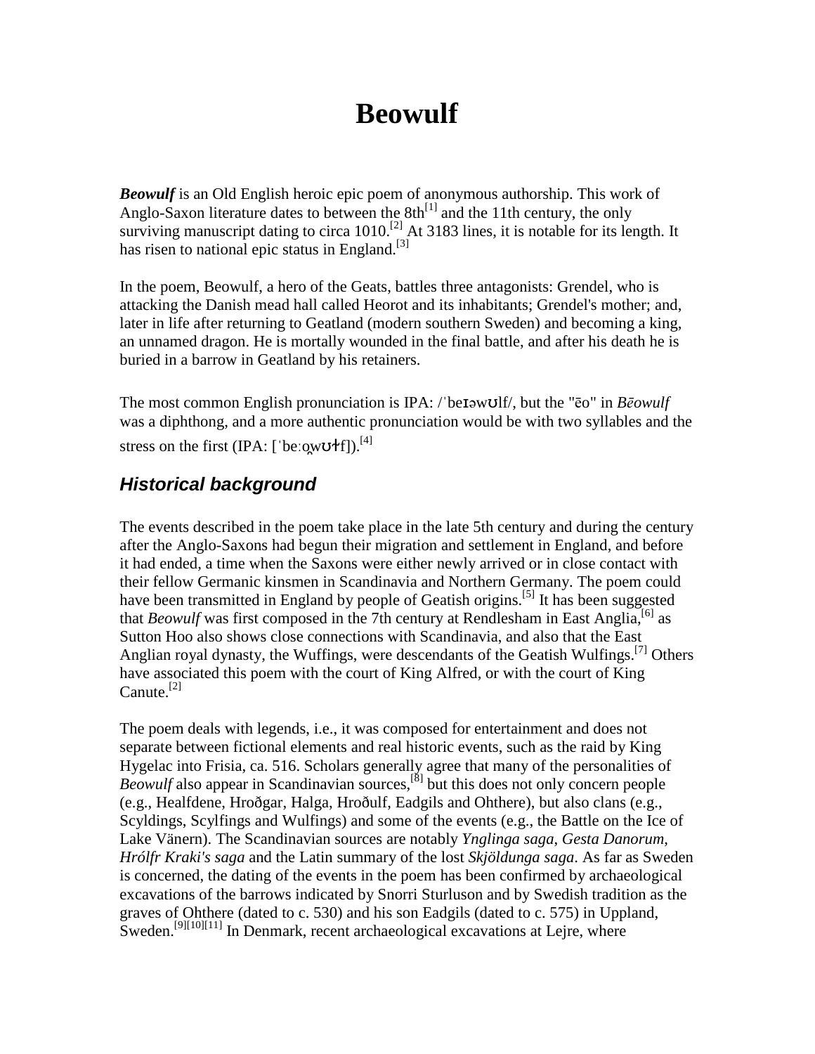# Beowulf

***Beowulf*** is an Old English heroic epic poem of anonymous authorship. This work of Anglo-Saxon literature dates to between the 8th[1] and the 11th century, the only surviving manuscript dating to circa 1010.[2] At 3183 lines, it is notable for its length. It has risen to national epic status in England.[3]

In the poem, Beowulf, a hero of the Geats, battles three antagonists: Grendel, who is attacking the Danish mead hall called Heorot and its inhabitants; Grendel's mother; and, later in life after returning to Geatland (modern southern Sweden) and becoming a king, an unnamed dragon. He is mortally wounded in the final battle, and after his death he is buried in a barrow in Geatland by his retainers.

The most common English pronunciation is IPA: /ˈbeɪəwʊlf/, but the "ēo" in *Bēowulf* was a diphthong, and a more authentic pronunciation would be with two syllables and the stress on the first (IPA: [ˈbeːo̯wʊɫf]).[4]

## *Historical background*

The events described in the poem take place in the late 5th century and during the century after the Anglo-Saxons had begun their migration and settlement in England, and before it had ended, a time when the Saxons were either newly arrived or in close contact with their fellow Germanic kinsmen in Scandinavia and Northern Germany. The poem could have been transmitted in England by people of Geatish origins.[5] It has been suggested that *Beowulf* was first composed in the 7th century at Rendlesham in East Anglia,[6] as Sutton Hoo also shows close connections with Scandinavia, and also that the East Anglian royal dynasty, the Wuffings, were descendants of the Geatish Wulfings.[7] Others have associated this poem with the court of King Alfred, or with the court of King Canute.[2]

The poem deals with legends, i.e., it was composed for entertainment and does not separate between fictional elements and real historic events, such as the raid by King Hygelac into Frisia, ca. 516. Scholars generally agree that many of the personalities of *Beowulf* also appear in Scandinavian sources,[8] but this does not only concern people (e.g., Healfdene, Hroðgar, Halga, Hroðulf, Eadgils and Ohthere), but also clans (e.g., Scyldings, Scylfings and Wulfings) and some of the events (e.g., the Battle on the Ice of Lake Vänern). The Scandinavian sources are notably *Ynglinga saga*, *Gesta Danorum*, *Hrólfr Kraki's saga* and the Latin summary of the lost *Skjöldunga saga*. As far as Sweden is concerned, the dating of the events in the poem has been confirmed by archaeological excavations of the barrows indicated by Snorri Sturluson and by Swedish tradition as the graves of Ohthere (dated to c. 530) and his son Eadgils (dated to c. 575) in Uppland, Sweden.[9][10][11] In Denmark, recent archaeological excavations at Lejre, where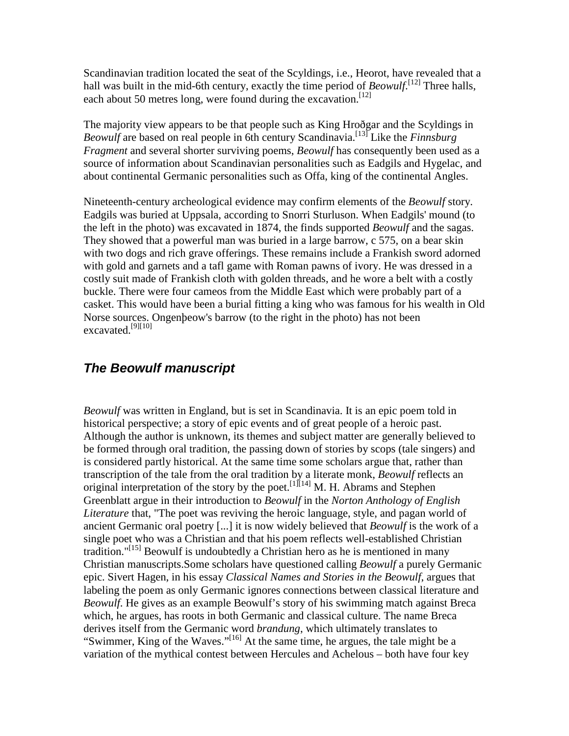Scandinavian tradition located the seat of the Scyldings, i.e., Heorot, have revealed that a hall was built in the mid-6th century, exactly the time period of *Beowulf*.[12] Three halls, each about 50 metres long, were found during the excavation.[12]

The majority view appears to be that people such as King Hroðgar and the Scyldings in *Beowulf* are based on real people in 6th century Scandinavia.[13] Like the *Finnsburg Fragment* and several shorter surviving poems, *Beowulf* has consequently been used as a source of information about Scandinavian personalities such as Eadgils and Hygelac, and about continental Germanic personalities such as Offa, king of the continental Angles.

Nineteenth-century archeological evidence may confirm elements of the *Beowulf* story. Eadgils was buried at Uppsala, according to Snorri Sturluson. When Eadgils' mound (to the left in the photo) was excavated in 1874, the finds supported *Beowulf* and the sagas. They showed that a powerful man was buried in a large barrow, c 575, on a bear skin with two dogs and rich grave offerings. These remains include a Frankish sword adorned with gold and garnets and a tafl game with Roman pawns of ivory. He was dressed in a costly suit made of Frankish cloth with golden threads, and he wore a belt with a costly buckle. There were four cameos from the Middle East which were probably part of a casket. This would have been a burial fitting a king who was famous for his wealth in Old Norse sources. Ongenþeow's barrow (to the right in the photo) has not been excavated.[9][10]

## *The Beowulf manuscript*

*Beowulf* was written in England, but is set in Scandinavia. It is an epic poem told in historical perspective; a story of epic events and of great people of a heroic past. Although the author is unknown, its themes and subject matter are generally believed to be formed through oral tradition, the passing down of stories by scops (tale singers) and is considered partly historical. At the same time some scholars argue that, rather than transcription of the tale from the oral tradition by a literate monk, *Beowulf* reflects an original interpretation of the story by the poet.[1][14] M. H. Abrams and Stephen Greenblatt argue in their introduction to *Beowulf* in the *Norton Anthology of English Literature* that, "The poet was reviving the heroic language, style, and pagan world of ancient Germanic oral poetry [...] it is now widely believed that *Beowulf* is the work of a single poet who was a Christian and that his poem reflects well-established Christian tradition."[15] Beowulf is undoubtedly a Christian hero as he is mentioned in many Christian manuscripts.Some scholars have questioned calling *Beowulf* a purely Germanic epic. Sivert Hagen, in his essay *Classical Names and Stories in the Beowulf*, argues that labeling the poem as only Germanic ignores connections between classical literature and *Beowulf*. He gives as an example Beowulf's story of his swimming match against Breca which, he argues, has roots in both Germanic and classical culture. The name Breca derives itself from the Germanic word *brandung*, which ultimately translates to "Swimmer, King of the Waves."[16] At the same time, he argues, the tale might be a variation of the mythical contest between Hercules and Achelous – both have four key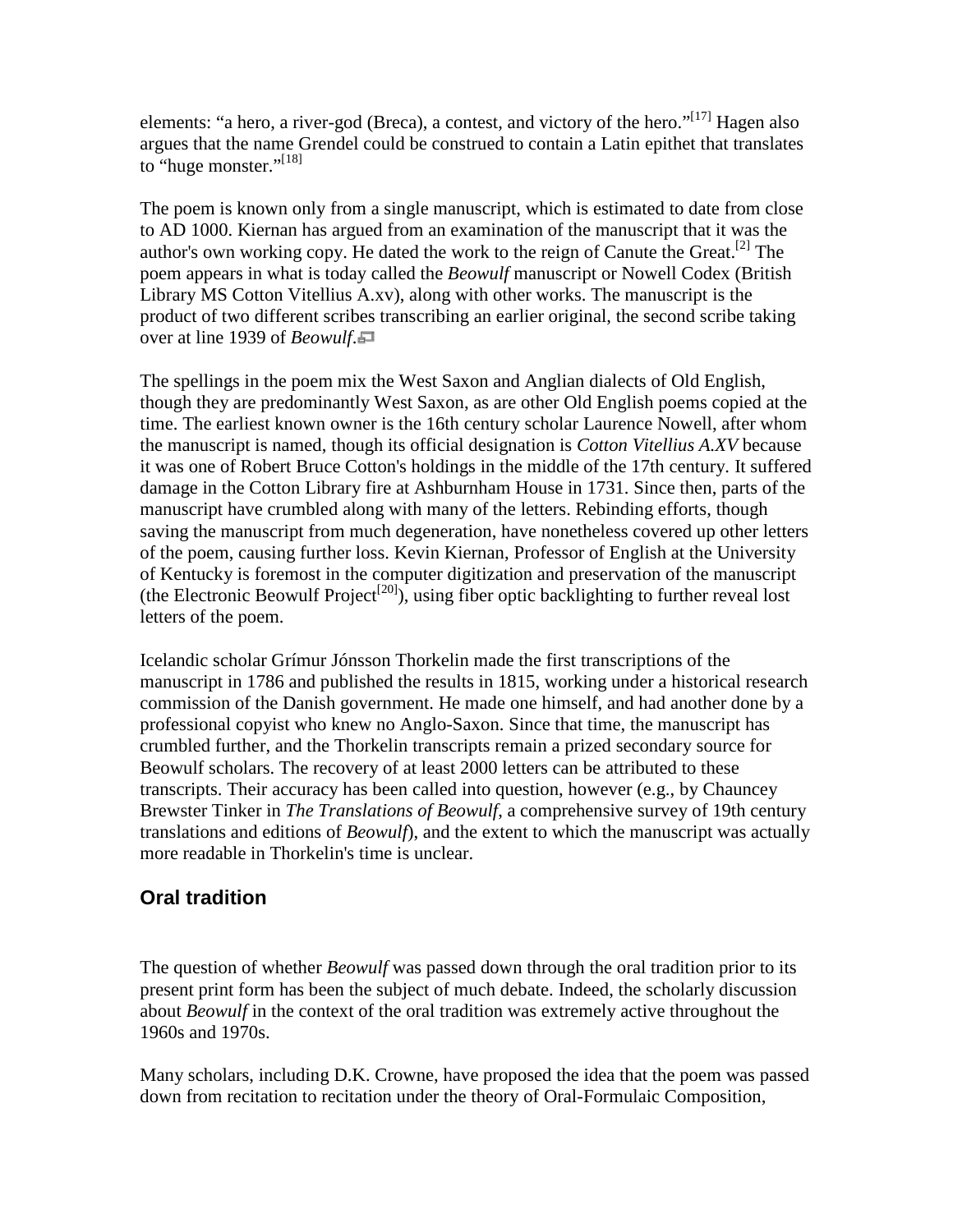elements: “a hero, a river-god (Breca), a contest, and victory of the hero.”[17] Hagen also argues that the name Grendel could be construed to contain a Latin epithet that translates to “huge monster.”[18]

The poem is known only from a single manuscript, which is estimated to date from close to AD 1000. Kiernan has argued from an examination of the manuscript that it was the author's own working copy. He dated the work to the reign of Canute the Great.[2] The poem appears in what is today called the *Beowulf* manuscript or Nowell Codex (British Library MS Cotton Vitellius A.xv), along with other works. The manuscript is the product of two different scribes transcribing an earlier original, the second scribe taking over at line 1939 of *Beowulf*.

The spellings in the poem mix the West Saxon and Anglian dialects of Old English, though they are predominantly West Saxon, as are other Old English poems copied at the time. The earliest known owner is the 16th century scholar Laurence Nowell, after whom the manuscript is named, though its official designation is *Cotton Vitellius A.XV* because it was one of Robert Bruce Cotton's holdings in the middle of the 17th century. It suffered damage in the Cotton Library fire at Ashburnham House in 1731. Since then, parts of the manuscript have crumbled along with many of the letters. Rebinding efforts, though saving the manuscript from much degeneration, have nonetheless covered up other letters of the poem, causing further loss. Kevin Kiernan, Professor of English at the University of Kentucky is foremost in the computer digitization and preservation of the manuscript (the Electronic Beowulf Project[20]), using fiber optic backlighting to further reveal lost letters of the poem.

Icelandic scholar Grímur Jónsson Thorkelin made the first transcriptions of the manuscript in 1786 and published the results in 1815, working under a historical research commission of the Danish government. He made one himself, and had another done by a professional copyist who knew no Anglo-Saxon. Since that time, the manuscript has crumbled further, and the Thorkelin transcripts remain a prized secondary source for Beowulf scholars. The recovery of at least 2000 letters can be attributed to these transcripts. Their accuracy has been called into question, however (e.g., by Chauncey Brewster Tinker in *The Translations of Beowulf*, a comprehensive survey of 19th century translations and editions of *Beowulf*), and the extent to which the manuscript was actually more readable in Thorkelin's time is unclear.

## Oral tradition

The question of whether *Beowulf* was passed down through the oral tradition prior to its present print form has been the subject of much debate. Indeed, the scholarly discussion about *Beowulf* in the context of the oral tradition was extremely active throughout the 1960s and 1970s.

Many scholars, including D.K. Crowne, have proposed the idea that the poem was passed down from recitation to recitation under the theory of Oral-Formulaic Composition,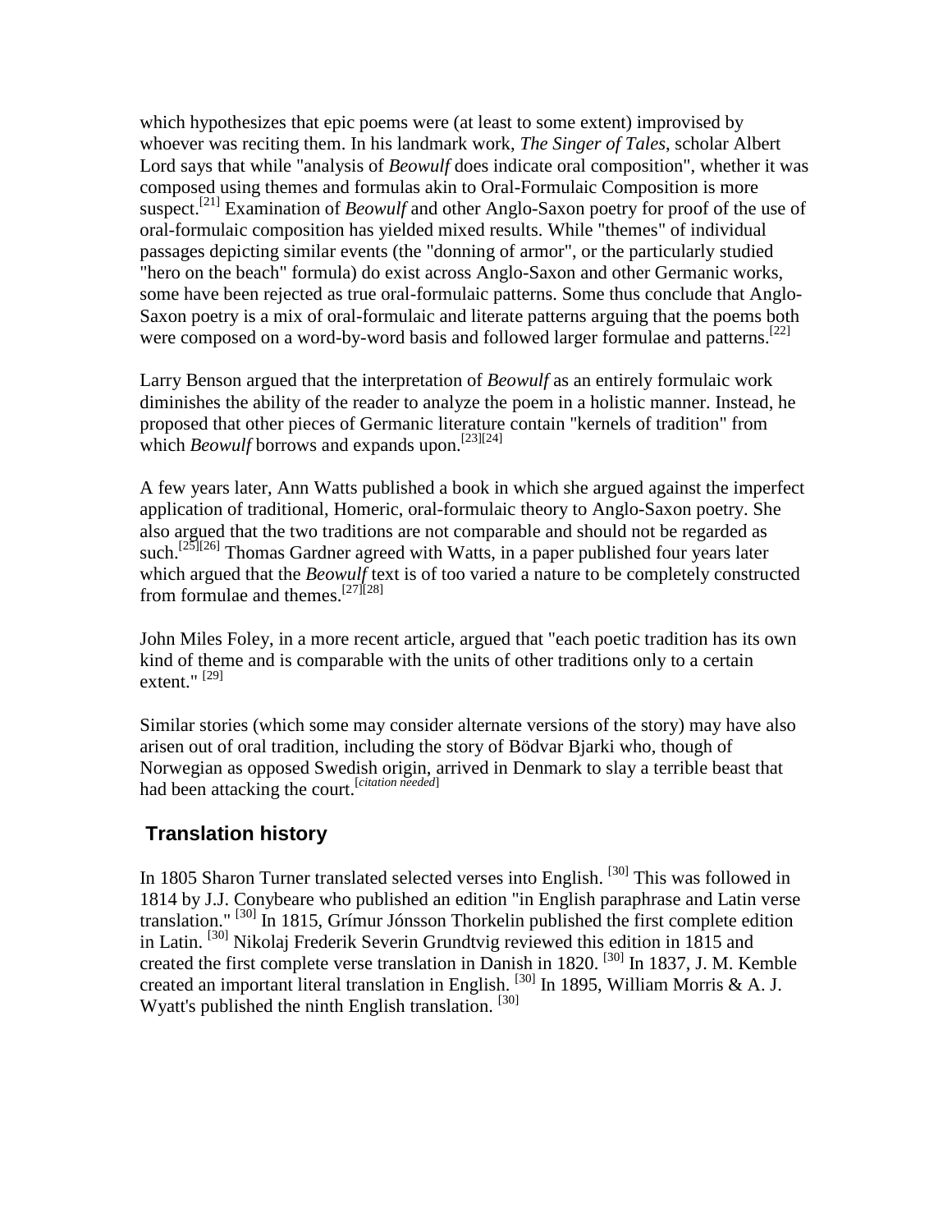which hypothesizes that epic poems were (at least to some extent) improvised by whoever was reciting them. In his landmark work, *The Singer of Tales*, scholar Albert Lord says that while "analysis of *Beowulf* does indicate oral composition", whether it was composed using themes and formulas akin to Oral-Formulaic Composition is more suspect.[21] Examination of *Beowulf* and other Anglo-Saxon poetry for proof of the use of oral-formulaic composition has yielded mixed results. While "themes" of individual passages depicting similar events (the "donning of armor", or the particularly studied "hero on the beach" formula) do exist across Anglo-Saxon and other Germanic works, some have been rejected as true oral-formulaic patterns. Some thus conclude that Anglo-Saxon poetry is a mix of oral-formulaic and literate patterns arguing that the poems both were composed on a word-by-word basis and followed larger formulae and patterns.[22]

Larry Benson argued that the interpretation of *Beowulf* as an entirely formulaic work diminishes the ability of the reader to analyze the poem in a holistic manner. Instead, he proposed that other pieces of Germanic literature contain "kernels of tradition" from which *Beowulf* borrows and expands upon.[23][24]

A few years later, Ann Watts published a book in which she argued against the imperfect application of traditional, Homeric, oral-formulaic theory to Anglo-Saxon poetry. She also argued that the two traditions are not comparable and should not be regarded as such.[25][26] Thomas Gardner agreed with Watts, in a paper published four years later which argued that the *Beowulf* text is of too varied a nature to be completely constructed from formulae and themes.[27][28]

John Miles Foley, in a more recent article, argued that "each poetic tradition has its own kind of theme and is comparable with the units of other traditions only to a certain extent." [29]

Similar stories (which some may consider alternate versions of the story) may have also arisen out of oral tradition, including the story of Bödvar Bjarki who, though of Norwegian as opposed Swedish origin, arrived in Denmark to slay a terrible beast that had been attacking the court.[*citation needed*]

## Translation history

In 1805 Sharon Turner translated selected verses into English. [30] This was followed in 1814 by J.J. Conybeare who published an edition "in English paraphrase and Latin verse translation." [30] In 1815, Grímur Jónsson Thorkelin published the first complete edition in Latin. [30] Nikolaj Frederik Severin Grundtvig reviewed this edition in 1815 and created the first complete verse translation in Danish in 1820. [30] In 1837, J. M. Kemble created an important literal translation in English. [30] In 1895, William Morris & A. J. Wyatt's published the ninth English translation. [30]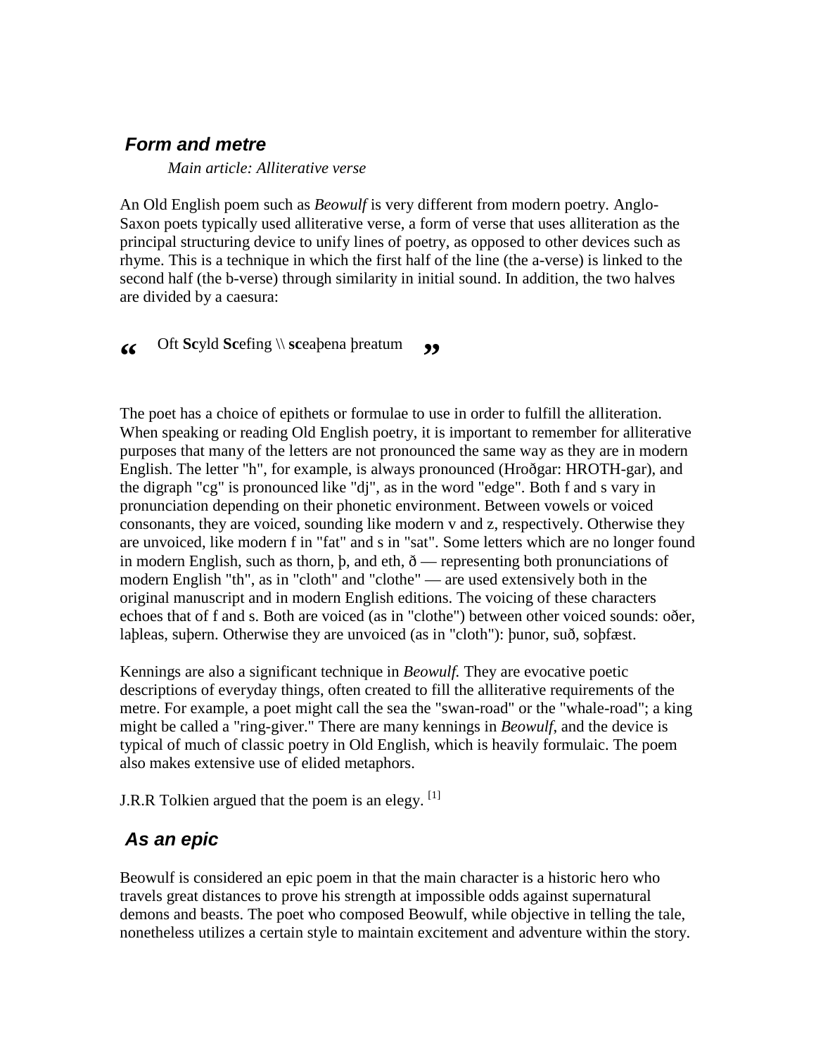## *Form and metre*

*Main article: Alliterative verse*

An Old English poem such as *Beowulf* is very different from modern poetry. Anglo-Saxon poets typically used alliterative verse, a form of verse that uses alliteration as the principal structuring device to unify lines of poetry, as opposed to other devices such as rhyme. This is a technique in which the first half of the line (the a-verse) is linked to the second half (the b-verse) through similarity in initial sound. In addition, the two halves are divided by a caesura:

> Oft **Sc**yld **Sc**efing \\ **sc**eaþena þreatum

The poet has a choice of epithets or formulae to use in order to fulfill the alliteration. When speaking or reading Old English poetry, it is important to remember for alliterative purposes that many of the letters are not pronounced the same way as they are in modern English. The letter "h", for example, is always pronounced (Hroðgar: HROTH-gar), and the digraph "cg" is pronounced like "dj", as in the word "edge". Both f and s vary in pronunciation depending on their phonetic environment. Between vowels or voiced consonants, they are voiced, sounding like modern v and z, respectively. Otherwise they are unvoiced, like modern f in "fat" and s in "sat". Some letters which are no longer found in modern English, such as thorn, þ, and eth, ð — representing both pronunciations of modern English "th", as in "cloth" and "clothe" — are used extensively both in the original manuscript and in modern English editions. The voicing of these characters echoes that of f and s. Both are voiced (as in "clothe") between other voiced sounds: oðer, laþleas, suþern. Otherwise they are unvoiced (as in "cloth"): þunor, suð, soþfæst.

Kennings are also a significant technique in *Beowulf.* They are evocative poetic descriptions of everyday things, often created to fill the alliterative requirements of the metre. For example, a poet might call the sea the "swan-road" or the "whale-road"; a king might be called a "ring-giver." There are many kennings in *Beowulf*, and the device is typical of much of classic poetry in Old English, which is heavily formulaic. The poem also makes extensive use of elided metaphors.

J.R.R Tolkien argued that the poem is an elegy. [1]

## *As an epic*

Beowulf is considered an epic poem in that the main character is a historic hero who travels great distances to prove his strength at impossible odds against supernatural demons and beasts. The poet who composed Beowulf, while objective in telling the tale, nonetheless utilizes a certain style to maintain excitement and adventure within the story.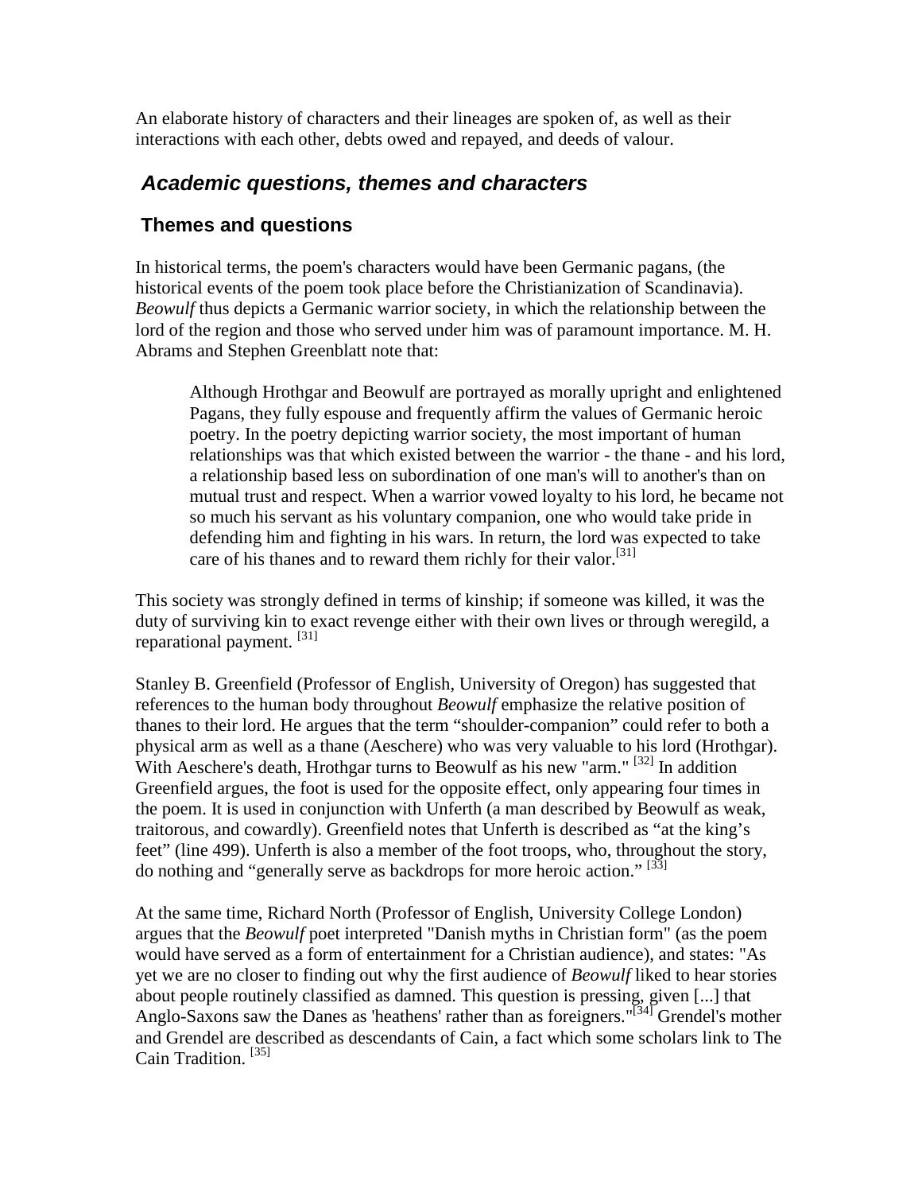An elaborate history of characters and their lineages are spoken of, as well as their interactions with each other, debts owed and repayed, and deeds of valour.

## *Academic questions, themes and characters*

### Themes and questions

In historical terms, the poem's characters would have been Germanic pagans, (the historical events of the poem took place before the Christianization of Scandinavia). *Beowulf* thus depicts a Germanic warrior society, in which the relationship between the lord of the region and those who served under him was of paramount importance. M. H. Abrams and Stephen Greenblatt note that:

> Although Hrothgar and Beowulf are portrayed as morally upright and enlightened Pagans, they fully espouse and frequently affirm the values of Germanic heroic poetry. In the poetry depicting warrior society, the most important of human relationships was that which existed between the warrior - the thane - and his lord, a relationship based less on subordination of one man's will to another's than on mutual trust and respect. When a warrior vowed loyalty to his lord, he became not so much his servant as his voluntary companion, one who would take pride in defending him and fighting in his wars. In return, the lord was expected to take care of his thanes and to reward them richly for their valor.[31]

This society was strongly defined in terms of kinship; if someone was killed, it was the duty of surviving kin to exact revenge either with their own lives or through weregild, a reparational payment. [31]

Stanley B. Greenfield (Professor of English, University of Oregon) has suggested that references to the human body throughout *Beowulf* emphasize the relative position of thanes to their lord. He argues that the term "shoulder-companion" could refer to both a physical arm as well as a thane (Aeschere) who was very valuable to his lord (Hrothgar). With Aeschere's death, Hrothgar turns to Beowulf as his new "arm." [32] In addition Greenfield argues, the foot is used for the opposite effect, only appearing four times in the poem. It is used in conjunction with Unferth (a man described by Beowulf as weak, traitorous, and cowardly). Greenfield notes that Unferth is described as "at the king's feet" (line 499). Unferth is also a member of the foot troops, who, throughout the story, do nothing and "generally serve as backdrops for more heroic action." [33]

At the same time, Richard North (Professor of English, University College London) argues that the *Beowulf* poet interpreted "Danish myths in Christian form" (as the poem would have served as a form of entertainment for a Christian audience), and states: "As yet we are no closer to finding out why the first audience of *Beowulf* liked to hear stories about people routinely classified as damned. This question is pressing, given [...] that Anglo-Saxons saw the Danes as 'heathens' rather than as foreigners."[34] Grendel's mother and Grendel are described as descendants of Cain, a fact which some scholars link to The Cain Tradition. [35]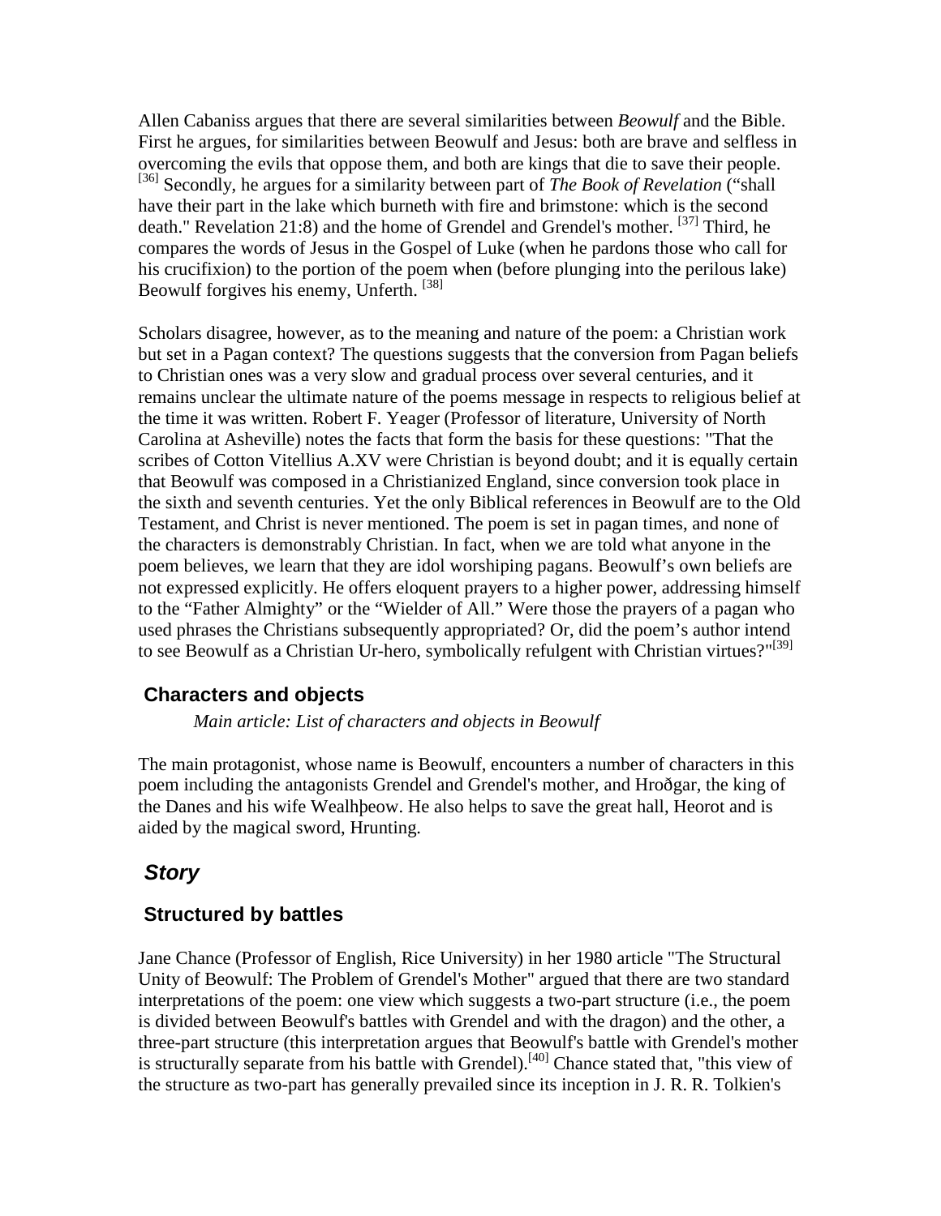Allen Cabaniss argues that there are several similarities between *Beowulf* and the Bible. First he argues, for similarities between Beowulf and Jesus: both are brave and selfless in overcoming the evils that oppose them, and both are kings that die to save their people. [36] Secondly, he argues for a similarity between part of *The Book of Revelation* ("shall have their part in the lake which burneth with fire and brimstone: which is the second death." Revelation 21:8) and the home of Grendel and Grendel's mother. [37] Third, he compares the words of Jesus in the Gospel of Luke (when he pardons those who call for his crucifixion) to the portion of the poem when (before plunging into the perilous lake) Beowulf forgives his enemy, Unferth. [38]

Scholars disagree, however, as to the meaning and nature of the poem: a Christian work but set in a Pagan context? The questions suggests that the conversion from Pagan beliefs to Christian ones was a very slow and gradual process over several centuries, and it remains unclear the ultimate nature of the poems message in respects to religious belief at the time it was written. Robert F. Yeager (Professor of literature, University of North Carolina at Asheville) notes the facts that form the basis for these questions: "That the scribes of Cotton Vitellius A.XV were Christian is beyond doubt; and it is equally certain that Beowulf was composed in a Christianized England, since conversion took place in the sixth and seventh centuries. Yet the only Biblical references in Beowulf are to the Old Testament, and Christ is never mentioned. The poem is set in pagan times, and none of the characters is demonstrably Christian. In fact, when we are told what anyone in the poem believes, we learn that they are idol worshiping pagans. Beowulf's own beliefs are not expressed explicitly. He offers eloquent prayers to a higher power, addressing himself to the "Father Almighty" or the "Wielder of All." Were those the prayers of a pagan who used phrases the Christians subsequently appropriated? Or, did the poem's author intend to see Beowulf as a Christian Ur-hero, symbolically refulgent with Christian virtues?"[39]

## Characters and objects

*Main article: List of characters and objects in Beowulf*

The main protagonist, whose name is Beowulf, encounters a number of characters in this poem including the antagonists Grendel and Grendel's mother, and Hroðgar, the king of the Danes and his wife Wealhþeow. He also helps to save the great hall, Heorot and is aided by the magical sword, Hrunting.

## *Story*

## Structured by battles

Jane Chance (Professor of English, Rice University) in her 1980 article "The Structural Unity of Beowulf: The Problem of Grendel's Mother" argued that there are two standard interpretations of the poem: one view which suggests a two-part structure (i.e., the poem is divided between Beowulf's battles with Grendel and with the dragon) and the other, a three-part structure (this interpretation argues that Beowulf's battle with Grendel's mother is structurally separate from his battle with Grendel).[40] Chance stated that, "this view of the structure as two-part has generally prevailed since its inception in J. R. R. Tolkien's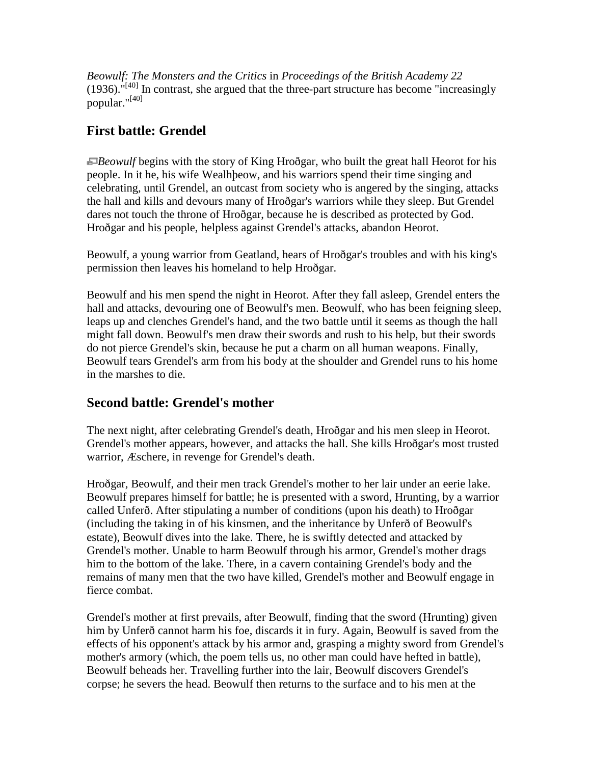*Beowulf: The Monsters and the Critics* in *Proceedings of the British Academy 22* (1936)."[40] In contrast, she argued that the three-part structure has become "increasingly popular."[40]

## First battle: Grendel

*Beowulf* begins with the story of King Hroðgar, who built the great hall Heorot for his people. In it he, his wife Wealhþeow, and his warriors spend their time singing and celebrating, until Grendel, an outcast from society who is angered by the singing, attacks the hall and kills and devours many of Hroðgar's warriors while they sleep. But Grendel dares not touch the throne of Hroðgar, because he is described as protected by God. Hroðgar and his people, helpless against Grendel's attacks, abandon Heorot.

Beowulf, a young warrior from Geatland, hears of Hroðgar's troubles and with his king's permission then leaves his homeland to help Hroðgar.

Beowulf and his men spend the night in Heorot. After they fall asleep, Grendel enters the hall and attacks, devouring one of Beowulf's men. Beowulf, who has been feigning sleep, leaps up and clenches Grendel's hand, and the two battle until it seems as though the hall might fall down. Beowulf's men draw their swords and rush to his help, but their swords do not pierce Grendel's skin, because he put a charm on all human weapons. Finally, Beowulf tears Grendel's arm from his body at the shoulder and Grendel runs to his home in the marshes to die.

## Second battle: Grendel's mother

The next night, after celebrating Grendel's death, Hroðgar and his men sleep in Heorot. Grendel's mother appears, however, and attacks the hall. She kills Hroðgar's most trusted warrior, Æschere, in revenge for Grendel's death.

Hroðgar, Beowulf, and their men track Grendel's mother to her lair under an eerie lake. Beowulf prepares himself for battle; he is presented with a sword, Hrunting, by a warrior called Unferð. After stipulating a number of conditions (upon his death) to Hroðgar (including the taking in of his kinsmen, and the inheritance by Unferð of Beowulf's estate), Beowulf dives into the lake. There, he is swiftly detected and attacked by Grendel's mother. Unable to harm Beowulf through his armor, Grendel's mother drags him to the bottom of the lake. There, in a cavern containing Grendel's body and the remains of many men that the two have killed, Grendel's mother and Beowulf engage in fierce combat.

Grendel's mother at first prevails, after Beowulf, finding that the sword (Hrunting) given him by Unferð cannot harm his foe, discards it in fury. Again, Beowulf is saved from the effects of his opponent's attack by his armor and, grasping a mighty sword from Grendel's mother's armory (which, the poem tells us, no other man could have hefted in battle), Beowulf beheads her. Travelling further into the lair, Beowulf discovers Grendel's corpse; he severs the head. Beowulf then returns to the surface and to his men at the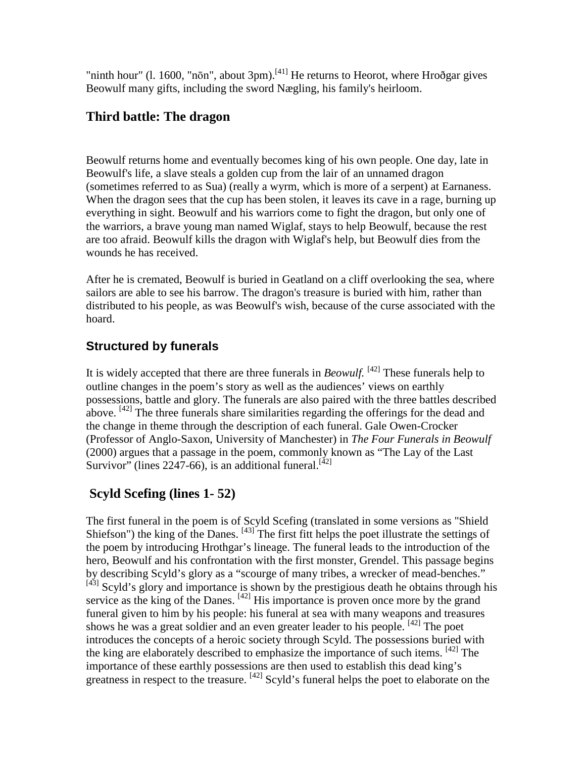"ninth hour" (l. 1600, "nōn", about 3pm).[41] He returns to Heorot, where Hroðgar gives Beowulf many gifts, including the sword Nægling, his family's heirloom.

## Third battle: The dragon

Beowulf returns home and eventually becomes king of his own people. One day, late in Beowulf's life, a slave steals a golden cup from the lair of an unnamed dragon (sometimes referred to as Sua) (really a wyrm, which is more of a serpent) at Earnaness. When the dragon sees that the cup has been stolen, it leaves its cave in a rage, burning up everything in sight. Beowulf and his warriors come to fight the dragon, but only one of the warriors, a brave young man named Wiglaf, stays to help Beowulf, because the rest are too afraid. Beowulf kills the dragon with Wiglaf's help, but Beowulf dies from the wounds he has received.

After he is cremated, Beowulf is buried in Geatland on a cliff overlooking the sea, where sailors are able to see his barrow. The dragon's treasure is buried with him, rather than distributed to his people, as was Beowulf's wish, because of the curse associated with the hoard.

## Structured by funerals

It is widely accepted that there are three funerals in *Beowulf.* [42] These funerals help to outline changes in the poem's story as well as the audiences' views on earthly possessions, battle and glory. The funerals are also paired with the three battles described above. [42] The three funerals share similarities regarding the offerings for the dead and the change in theme through the description of each funeral. Gale Owen-Crocker (Professor of Anglo-Saxon, University of Manchester) in *The Four Funerals in Beowulf* (2000) argues that a passage in the poem, commonly known as "The Lay of the Last Survivor" (lines 2247-66), is an additional funeral.[42]

## Scyld Scefing (lines 1- 52)

The first funeral in the poem is of Scyld Scefing (translated in some versions as "Shield Shiefson") the king of the Danes. [43] The first fitt helps the poet illustrate the settings of the poem by introducing Hrothgar's lineage. The funeral leads to the introduction of the hero, Beowulf and his confrontation with the first monster, Grendel. This passage begins by describing Scyld's glory as a "scourge of many tribes, a wrecker of mead-benches." [43] Scyld's glory and importance is shown by the prestigious death he obtains through his service as the king of the Danes. [42] His importance is proven once more by the grand funeral given to him by his people: his funeral at sea with many weapons and treasures shows he was a great soldier and an even greater leader to his people. [42] The poet introduces the concepts of a heroic society through Scyld. The possessions buried with the king are elaborately described to emphasize the importance of such items. [42] The importance of these earthly possessions are then used to establish this dead king's greatness in respect to the treasure. [42] Scyld's funeral helps the poet to elaborate on the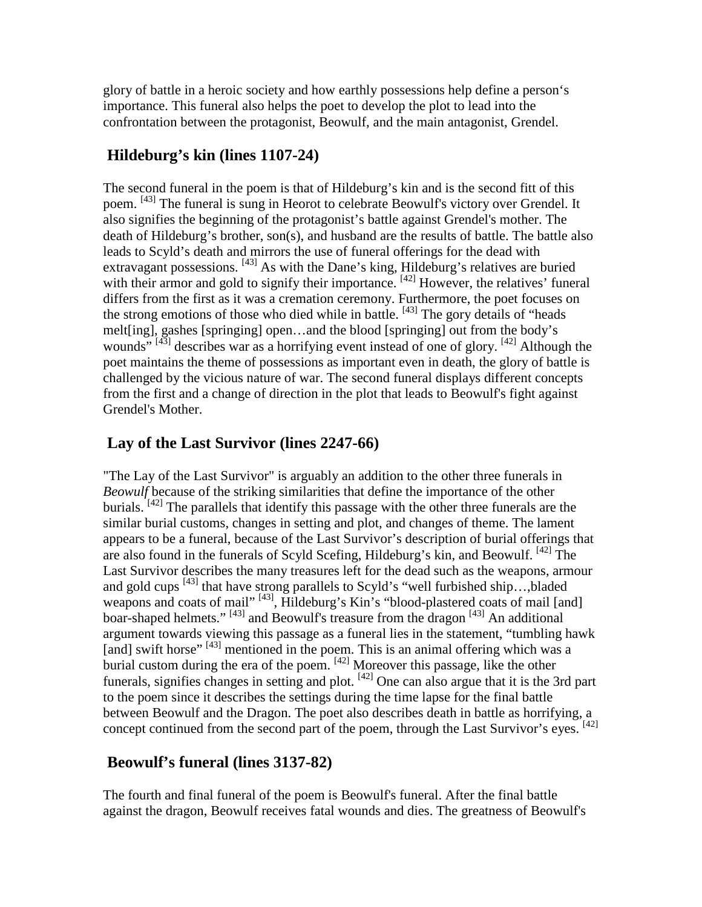glory of battle in a heroic society and how earthly possessions help define a person's importance. This funeral also helps the poet to develop the plot to lead into the confrontation between the protagonist, Beowulf, and the main antagonist, Grendel.

## Hildeburg's kin (lines 1107-24)

The second funeral in the poem is that of Hildeburg's kin and is the second fitt of this poem. [43] The funeral is sung in Heorot to celebrate Beowulf's victory over Grendel. It also signifies the beginning of the protagonist's battle against Grendel's mother. The death of Hildeburg's brother, son(s), and husband are the results of battle. The battle also leads to Scyld's death and mirrors the use of funeral offerings for the dead with extravagant possessions. [43] As with the Dane's king, Hildeburg's relatives are buried with their armor and gold to signify their importance. [42] However, the relatives' funeral differs from the first as it was a cremation ceremony. Furthermore, the poet focuses on the strong emotions of those who died while in battle. [43] The gory details of "heads melt[ing], gashes [springing] open…and the blood [springing] out from the body's wounds" [43] describes war as a horrifying event instead of one of glory. [42] Although the poet maintains the theme of possessions as important even in death, the glory of battle is challenged by the vicious nature of war. The second funeral displays different concepts from the first and a change of direction in the plot that leads to Beowulf's fight against Grendel's Mother.

## Lay of the Last Survivor (lines 2247-66)

"The Lay of the Last Survivor" is arguably an addition to the other three funerals in *Beowulf* because of the striking similarities that define the importance of the other burials. [42] The parallels that identify this passage with the other three funerals are the similar burial customs, changes in setting and plot, and changes of theme. The lament appears to be a funeral, because of the Last Survivor's description of burial offerings that are also found in the funerals of Scyld Scefing, Hildeburg's kin, and Beowulf. [42] The Last Survivor describes the many treasures left for the dead such as the weapons, armour and gold cups [43] that have strong parallels to Scyld's "well furbished ship…,bladed weapons and coats of mail" [43], Hildeburg's Kin's "blood-plastered coats of mail [and] boar-shaped helmets." [43] and Beowulf's treasure from the dragon [43] An additional argument towards viewing this passage as a funeral lies in the statement, "tumbling hawk [and] swift horse" [43] mentioned in the poem. This is an animal offering which was a burial custom during the era of the poem. [42] Moreover this passage, like the other funerals, signifies changes in setting and plot. [42] One can also argue that it is the 3rd part to the poem since it describes the settings during the time lapse for the final battle between Beowulf and the Dragon. The poet also describes death in battle as horrifying, a concept continued from the second part of the poem, through the Last Survivor's eyes. [42]

## Beowulf's funeral (lines 3137-82)

The fourth and final funeral of the poem is Beowulf's funeral. After the final battle against the dragon, Beowulf receives fatal wounds and dies. The greatness of Beowulf's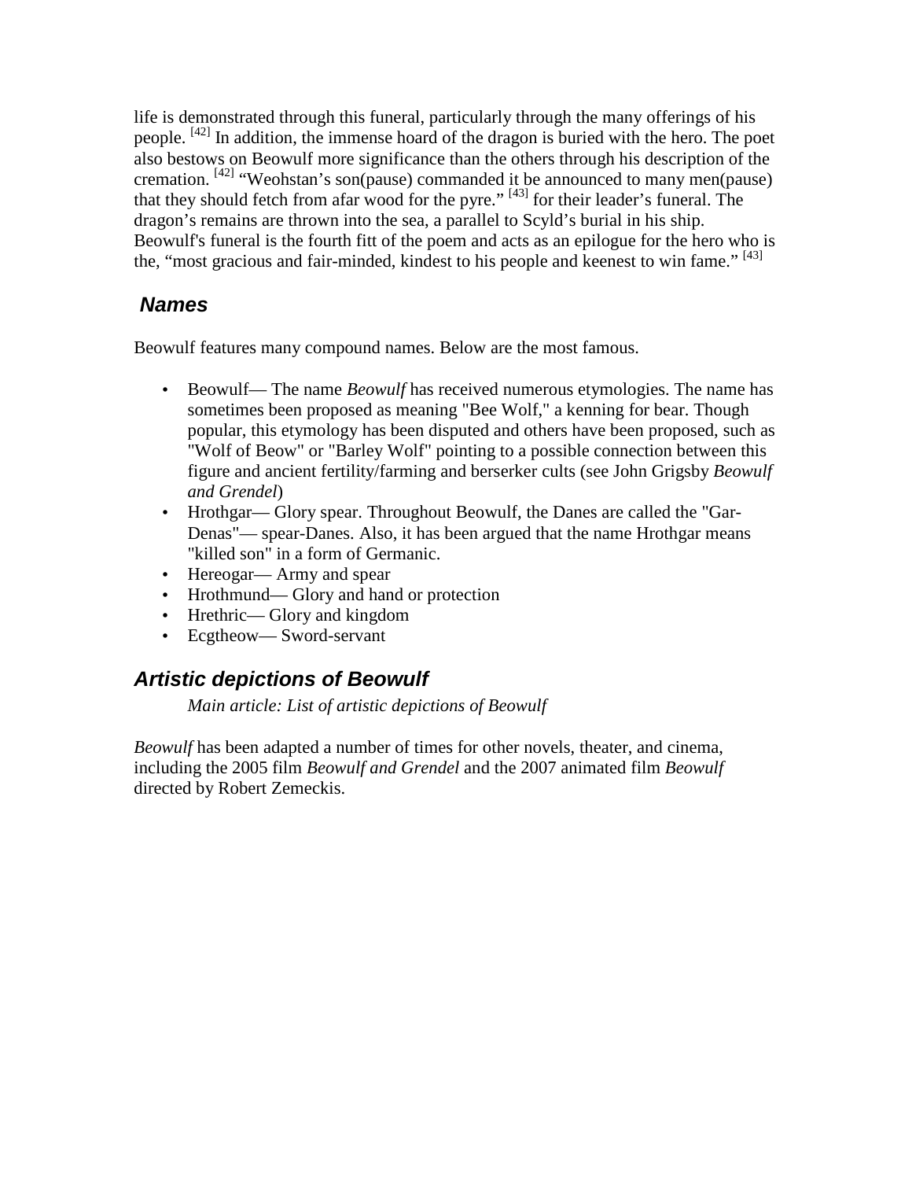life is demonstrated through this funeral, particularly through the many offerings of his people. [42] In addition, the immense hoard of the dragon is buried with the hero. The poet also bestows on Beowulf more significance than the others through his description of the cremation. [42] “Weohstan’s son(pause) commanded it be announced to many men(pause) that they should fetch from afar wood for the pyre.” [43] for their leader’s funeral. The dragon’s remains are thrown into the sea, a parallel to Scyld’s burial in his ship. Beowulf's funeral is the fourth fitt of the poem and acts as an epilogue for the hero who is the, “most gracious and fair-minded, kindest to his people and keenest to win fame.” [43]

## ***Names***

Beowulf features many compound names. Below are the most famous.

- Beowulf— The name *Beowulf* has received numerous etymologies. The name has sometimes been proposed as meaning "Bee Wolf," a kenning for bear. Though popular, this etymology has been disputed and others have been proposed, such as "Wolf of Beow" or "Barley Wolf" pointing to a possible connection between this figure and ancient fertility/farming and berserker cults (see John Grigsby *Beowulf and Grendel*)
- Hrothgar— Glory spear. Throughout Beowulf, the Danes are called the "Gar-Denas"— spear-Danes. Also, it has been argued that the name Hrothgar means "killed son" in a form of Germanic.
- Hereogar— Army and spear
- Hrothmund— Glory and hand or protection
- Hrethric— Glory and kingdom
- Ecgtheow— Sword-servant

## ***Artistic depictions of Beowulf***

*Main article: List of artistic depictions of Beowulf*

*Beowulf* has been adapted a number of times for other novels, theater, and cinema, including the 2005 film *Beowulf and Grendel* and the 2007 animated film *Beowulf* directed by Robert Zemeckis.